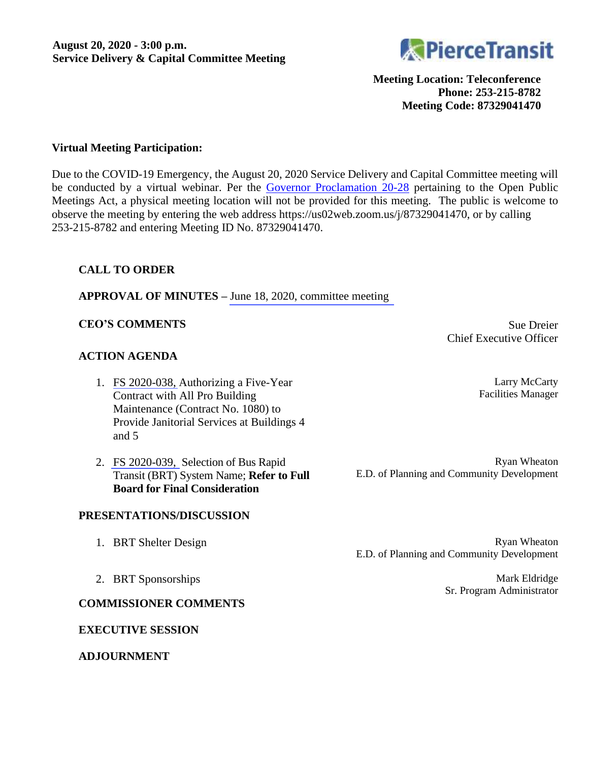**August 20, 2020 - 3:00 p.m.**
**Service Delivery & Capital Committee Meeting**

PierceTransit

**Meeting Location: Teleconference**
**Phone: 253-215-8782**
**Meeting Code: 87329041470**

**Virtual Meeting Participation:**

Due to the COVID-19 Emergency, the August 20, 2020 Service Delivery and Capital Committee meeting will be conducted by a virtual webinar. Per the Governor Proclamation 20-28 pertaining to the Open Public Meetings Act, a physical meeting location will not be provided for this meeting. The public is welcome to observe the meeting by entering the web address https://us02web.zoom.us/j/87329041470, or by calling 253-215-8782 and entering Meeting ID No. 87329041470.

**CALL TO ORDER**

**APPROVAL OF MINUTES –** June 18, 2020, committee meeting

**CEO'S COMMENTS** — Sue Dreier, Chief Executive Officer

**ACTION AGENDA**

1. FS 2020-038, Authorizing a Five-Year Contract with All Pro Building Maintenance (Contract No. 1080) to Provide Janitorial Services at Buildings 4 and 5 — Larry McCarty, Facilities Manager
2. FS 2020-039, Selection of Bus Rapid Transit (BRT) System Name; **Refer to Full Board for Final Consideration** — Ryan Wheaton, E.D. of Planning and Community Development

**PRESENTATIONS/DISCUSSION**

1. BRT Shelter Design — Ryan Wheaton, E.D. of Planning and Community Development
2. BRT Sponsorships — Mark Eldridge, Sr. Program Administrator

**COMMISSIONER COMMENTS**

**EXECUTIVE SESSION**

**ADJOURNMENT**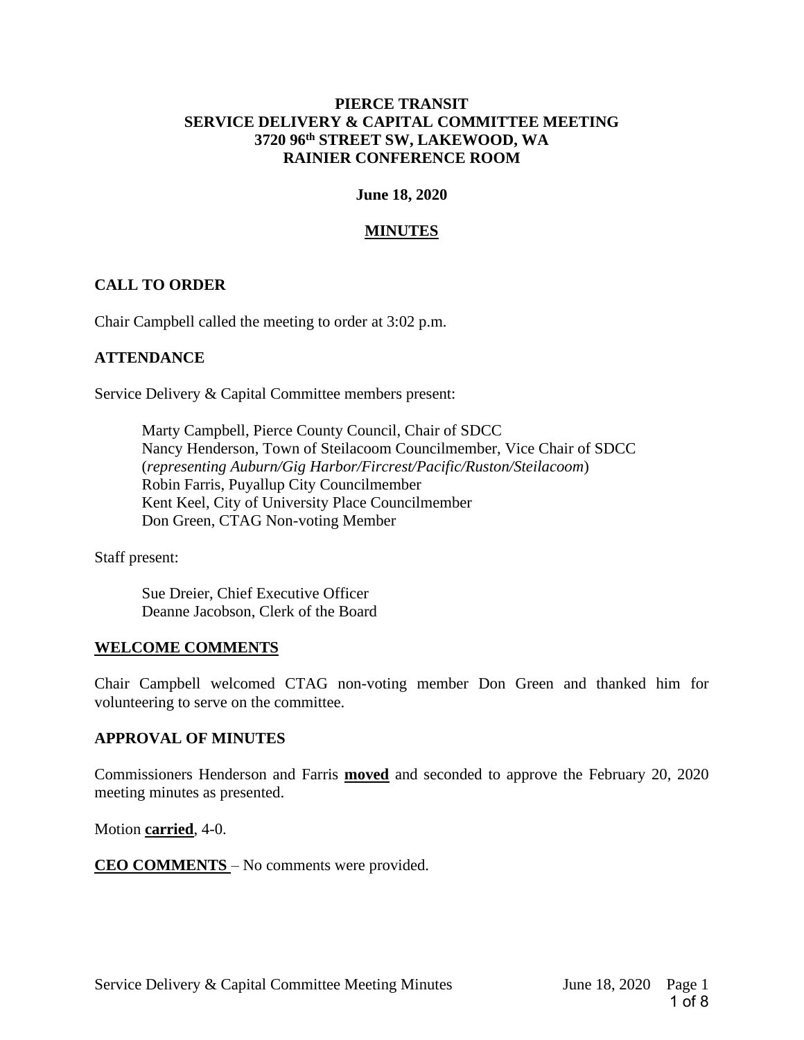**PIERCE TRANSIT**
**SERVICE DELIVERY & CAPITAL COMMITTEE MEETING**
**3720 96th STREET SW, LAKEWOOD, WA**
**RAINIER CONFERENCE ROOM**

**June 18, 2020**

**MINUTES**

## CALL TO ORDER

Chair Campbell called the meeting to order at 3:02 p.m.

## ATTENDANCE

Service Delivery & Capital Committee members present:

Marty Campbell, Pierce County Council, Chair of SDCC
Nancy Henderson, Town of Steilacoom Councilmember, Vice Chair of SDCC (*representing Auburn/Gig Harbor/Fircrest/Pacific/Ruston/Steilacoom*)
Robin Farris, Puyallup City Councilmember
Kent Keel, City of University Place Councilmember
Don Green, CTAG Non-voting Member

Staff present:

Sue Dreier, Chief Executive Officer
Deanne Jacobson, Clerk of the Board

## WELCOME COMMENTS

Chair Campbell welcomed CTAG non-voting member Don Green and thanked him for volunteering to serve on the committee.

## APPROVAL OF MINUTES

Commissioners Henderson and Farris **moved** and seconded to approve the February 20, 2020 meeting minutes as presented.

Motion **carried**, 4-0.

**CEO COMMENTS** – No comments were provided.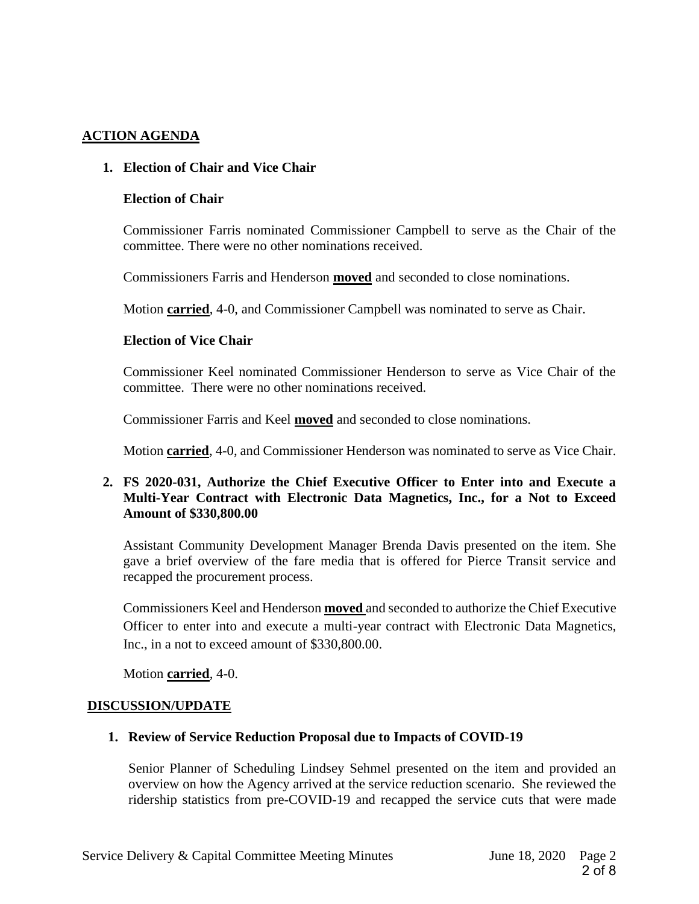## ACTION AGENDA

### 1. Election of Chair and Vice Chair

**Election of Chair**

Commissioner Farris nominated Commissioner Campbell to serve as the Chair of the committee. There were no other nominations received.

Commissioners Farris and Henderson **moved** and seconded to close nominations.

Motion **carried**, 4-0, and Commissioner Campbell was nominated to serve as Chair.

**Election of Vice Chair**

Commissioner Keel nominated Commissioner Henderson to serve as Vice Chair of the committee. There were no other nominations received.

Commissioner Farris and Keel **moved** and seconded to close nominations.

Motion **carried**, 4-0, and Commissioner Henderson was nominated to serve as Vice Chair.

### 2. FS 2020-031, Authorize the Chief Executive Officer to Enter into and Execute a Multi-Year Contract with Electronic Data Magnetics, Inc., for a Not to Exceed Amount of $330,800.00

Assistant Community Development Manager Brenda Davis presented on the item. She gave a brief overview of the fare media that is offered for Pierce Transit service and recapped the procurement process.

Commissioners Keel and Henderson **moved** and seconded to authorize the Chief Executive Officer to enter into and execute a multi-year contract with Electronic Data Magnetics, Inc., in a not to exceed amount of $330,800.00.

Motion **carried**, 4-0.

## DISCUSSION/UPDATE

### 1. Review of Service Reduction Proposal due to Impacts of COVID-19

Senior Planner of Scheduling Lindsey Sehmel presented on the item and provided an overview on how the Agency arrived at the service reduction scenario. She reviewed the ridership statistics from pre-COVID-19 and recapped the service cuts that were made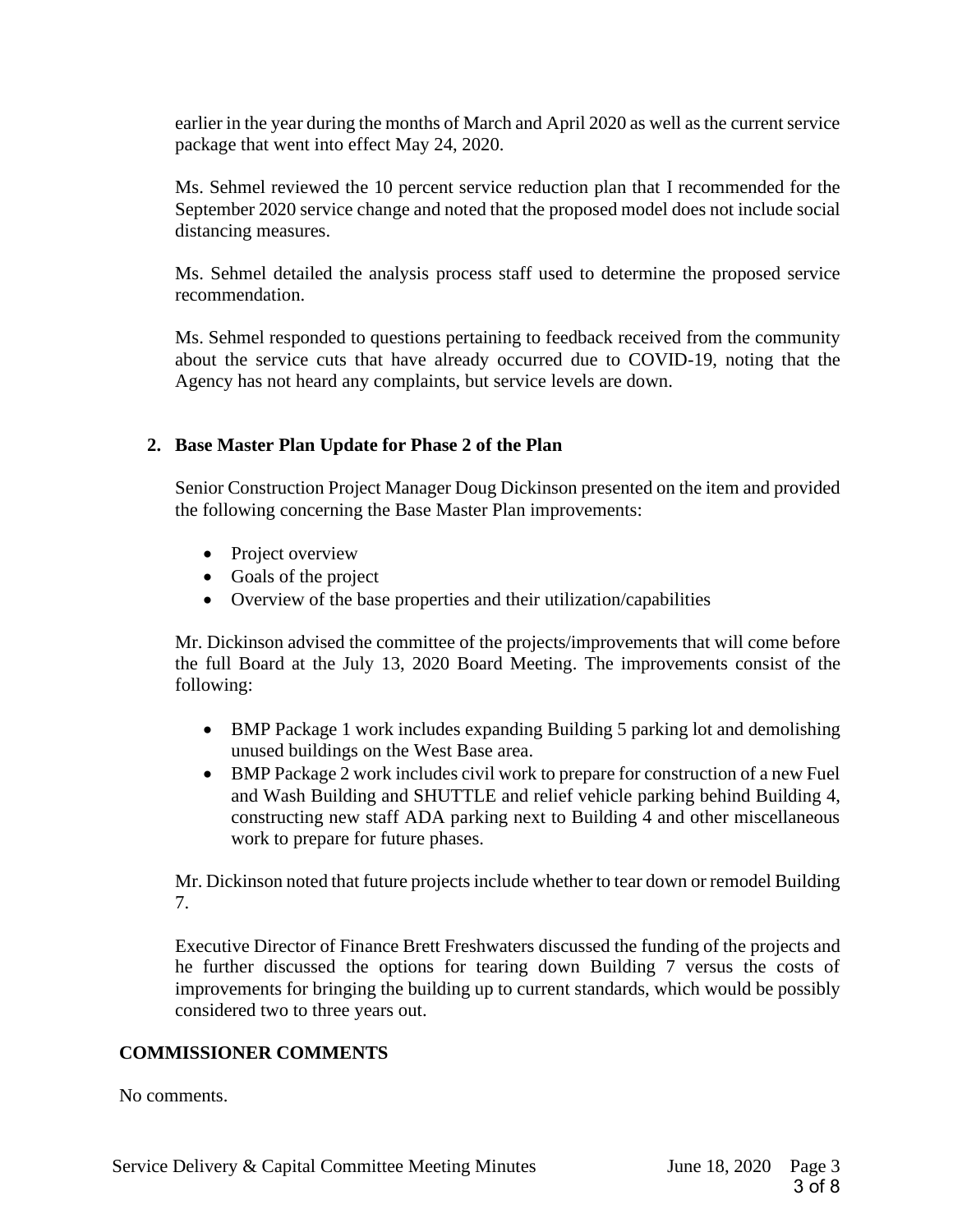earlier in the year during the months of March and April 2020 as well as the current service package that went into effect May 24, 2020.

Ms. Sehmel reviewed the 10 percent service reduction plan that I recommended for the September 2020 service change and noted that the proposed model does not include social distancing measures.

Ms. Sehmel detailed the analysis process staff used to determine the proposed service recommendation.

Ms. Sehmel responded to questions pertaining to feedback received from the community about the service cuts that have already occurred due to COVID-19, noting that the Agency has not heard any complaints, but service levels are down.

**2. Base Master Plan Update for Phase 2 of the Plan**

Senior Construction Project Manager Doug Dickinson presented on the item and provided the following concerning the Base Master Plan improvements:

- Project overview
- Goals of the project
- Overview of the base properties and their utilization/capabilities

Mr. Dickinson advised the committee of the projects/improvements that will come before the full Board at the July 13, 2020 Board Meeting. The improvements consist of the following:

- BMP Package 1 work includes expanding Building 5 parking lot and demolishing unused buildings on the West Base area.
- BMP Package 2 work includes civil work to prepare for construction of a new Fuel and Wash Building and SHUTTLE and relief vehicle parking behind Building 4, constructing new staff ADA parking next to Building 4 and other miscellaneous work to prepare for future phases.

Mr. Dickinson noted that future projects include whether to tear down or remodel Building 7.

Executive Director of Finance Brett Freshwaters discussed the funding of the projects and he further discussed the options for tearing down Building 7 versus the costs of improvements for bringing the building up to current standards, which would be possibly considered two to three years out.

## COMMISSIONER COMMENTS

No comments.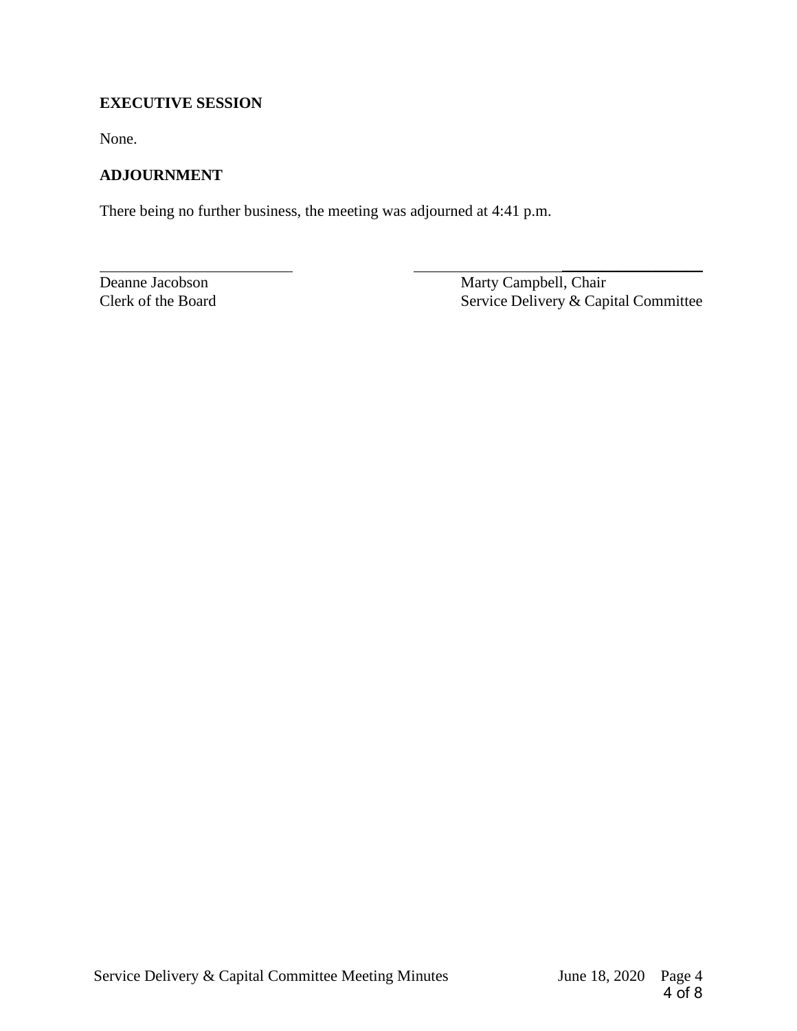**EXECUTIVE SESSION**

None.

**ADJOURNMENT**

There being no further business, the meeting was adjourned at 4:41 p.m.

| ________________________ | ________________________ |
|---|---|
| Deanne Jacobson | Marty Campbell, Chair |
| Clerk of the Board | Service Delivery & Capital Committee |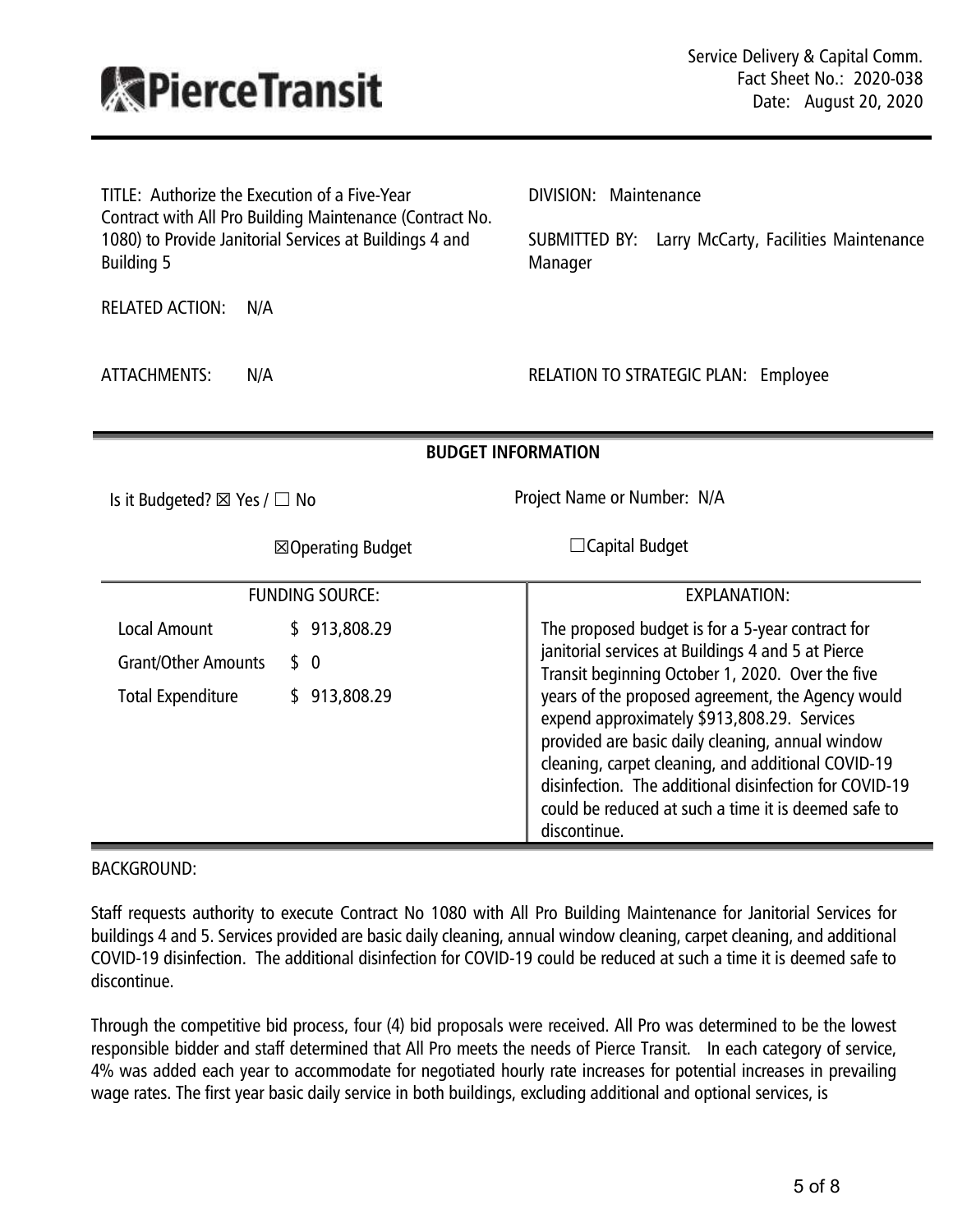PierceTransit

Service Delivery & Capital Comm.
Fact Sheet No.: 2020-038
Date: August 20, 2020

TITLE: Authorize the Execution of a Five-Year Contract with All Pro Building Maintenance (Contract No. 1080) to Provide Janitorial Services at Buildings 4 and Building 5

DIVISION: Maintenance

SUBMITTED BY: Larry McCarty, Facilities Maintenance Manager

RELATED ACTION: N/A

ATTACHMENTS: N/A

RELATION TO STRATEGIC PLAN: Employee

## BUDGET INFORMATION

Is it Budgeted? ☒ Yes / ☐ No

Project Name or Number: N/A

☒Operating Budget ☐Capital Budget

| FUNDING SOURCE: | | EXPLANATION: |
|---|---|---|
| Local Amount | $ 913,808.29 | The proposed budget is for a 5-year contract for janitorial services at Buildings 4 and 5 at Pierce Transit beginning October 1, 2020. Over the five years of the proposed agreement, the Agency would expend approximately $913,808.29. Services provided are basic daily cleaning, annual window cleaning, carpet cleaning, and additional COVID-19 disinfection. The additional disinfection for COVID-19 could be reduced at such a time it is deemed safe to discontinue. |
| Grant/Other Amounts | $ 0 | |
| Total Expenditure | $ 913,808.29 | |

BACKGROUND:

Staff requests authority to execute Contract No 1080 with All Pro Building Maintenance for Janitorial Services for buildings 4 and 5. Services provided are basic daily cleaning, annual window cleaning, carpet cleaning, and additional COVID-19 disinfection. The additional disinfection for COVID-19 could be reduced at such a time it is deemed safe to discontinue.

Through the competitive bid process, four (4) bid proposals were received. All Pro was determined to be the lowest responsible bidder and staff determined that All Pro meets the needs of Pierce Transit. In each category of service, 4% was added each year to accommodate for negotiated hourly rate increases for potential increases in prevailing wage rates. The first year basic daily service in both buildings, excluding additional and optional services, is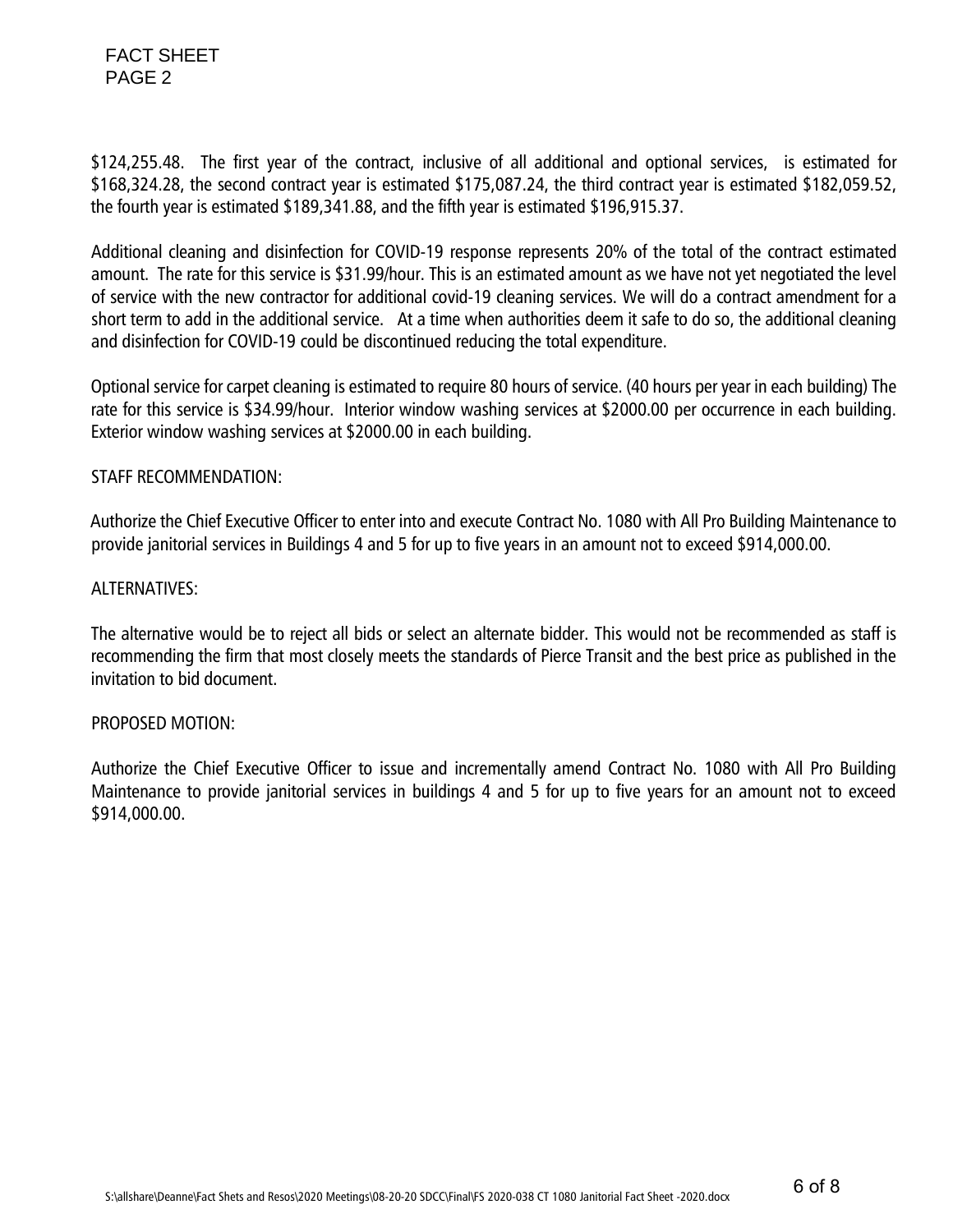$124,255.48. The first year of the contract, inclusive of all additional and optional services, is estimated for $168,324.28, the second contract year is estimated $175,087.24, the third contract year is estimated $182,059.52, the fourth year is estimated $189,341.88, and the fifth year is estimated $196,915.37.

Additional cleaning and disinfection for COVID-19 response represents 20% of the total of the contract estimated amount. The rate for this service is $31.99/hour. This is an estimated amount as we have not yet negotiated the level of service with the new contractor for additional covid-19 cleaning services. We will do a contract amendment for a short term to add in the additional service. At a time when authorities deem it safe to do so, the additional cleaning and disinfection for COVID-19 could be discontinued reducing the total expenditure.

Optional service for carpet cleaning is estimated to require 80 hours of service. (40 hours per year in each building) The rate for this service is $34.99/hour. Interior window washing services at $2000.00 per occurrence in each building. Exterior window washing services at $2000.00 in each building.

STAFF RECOMMENDATION:

Authorize the Chief Executive Officer to enter into and execute Contract No. 1080 with All Pro Building Maintenance to provide janitorial services in Buildings 4 and 5 for up to five years in an amount not to exceed $914,000.00.

ALTERNATIVES:

The alternative would be to reject all bids or select an alternate bidder. This would not be recommended as staff is recommending the firm that most closely meets the standards of Pierce Transit and the best price as published in the invitation to bid document.

PROPOSED MOTION:

Authorize the Chief Executive Officer to issue and incrementally amend Contract No. 1080 with All Pro Building Maintenance to provide janitorial services in buildings 4 and 5 for up to five years for an amount not to exceed $914,000.00.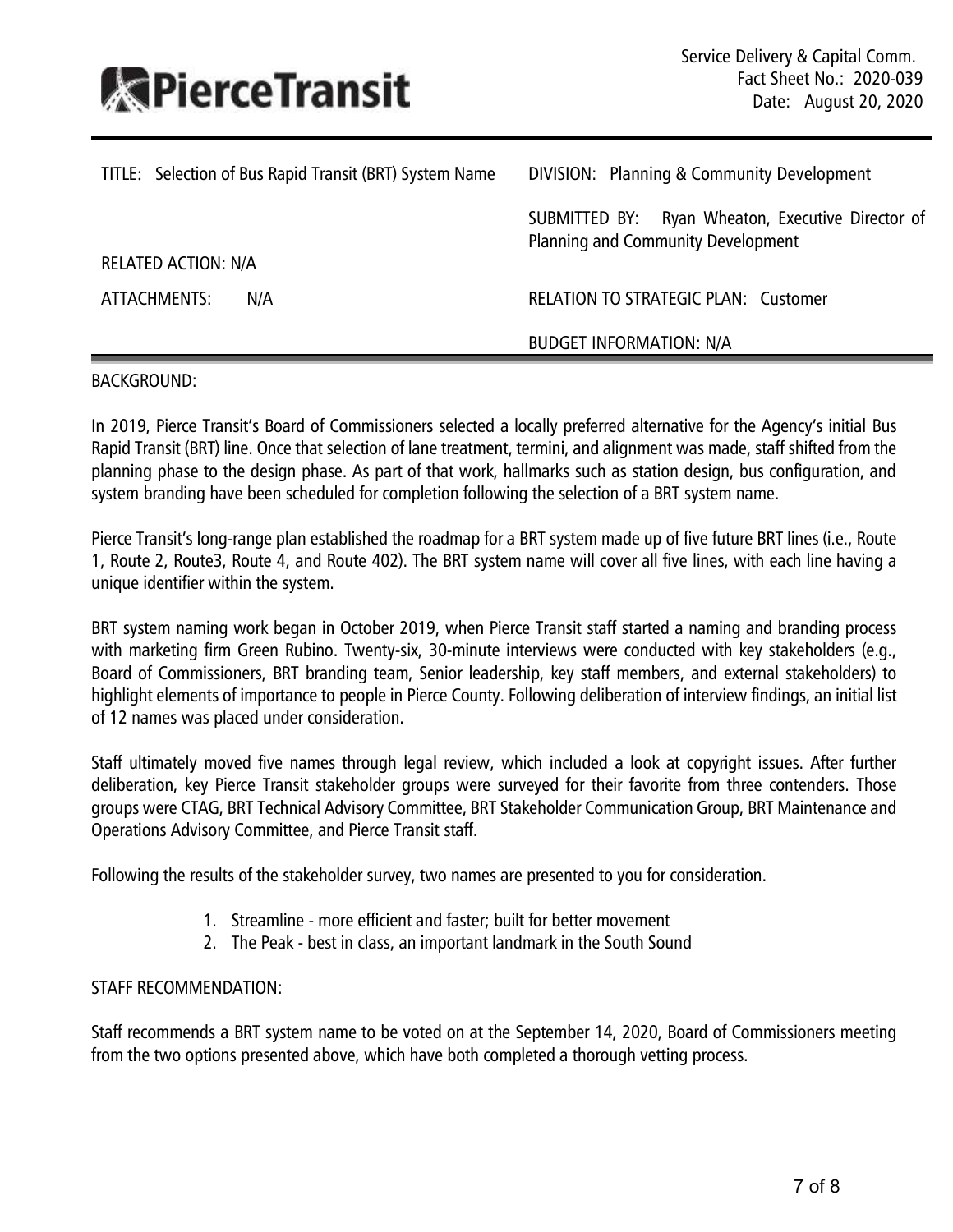**PierceTransit**

Service Delivery & Capital Comm.
Fact Sheet No.: 2020-039
Date: August 20, 2020

| | |
|---|---|
| TITLE: Selection of Bus Rapid Transit (BRT) System Name | DIVISION: Planning & Community Development |
| | SUBMITTED BY: Ryan Wheaton, Executive Director of Planning and Community Development |
| RELATED ACTION: N/A | |
| ATTACHMENTS: N/A | RELATION TO STRATEGIC PLAN: Customer |
| | BUDGET INFORMATION: N/A |

BACKGROUND:

In 2019, Pierce Transit's Board of Commissioners selected a locally preferred alternative for the Agency's initial Bus Rapid Transit (BRT) line. Once that selection of lane treatment, termini, and alignment was made, staff shifted from the planning phase to the design phase. As part of that work, hallmarks such as station design, bus configuration, and system branding have been scheduled for completion following the selection of a BRT system name.

Pierce Transit's long-range plan established the roadmap for a BRT system made up of five future BRT lines (i.e., Route 1, Route 2, Route3, Route 4, and Route 402). The BRT system name will cover all five lines, with each line having a unique identifier within the system.

BRT system naming work began in October 2019, when Pierce Transit staff started a naming and branding process with marketing firm Green Rubino. Twenty-six, 30-minute interviews were conducted with key stakeholders (e.g., Board of Commissioners, BRT branding team, Senior leadership, key staff members, and external stakeholders) to highlight elements of importance to people in Pierce County. Following deliberation of interview findings, an initial list of 12 names was placed under consideration.

Staff ultimately moved five names through legal review, which included a look at copyright issues. After further deliberation, key Pierce Transit stakeholder groups were surveyed for their favorite from three contenders. Those groups were CTAG, BRT Technical Advisory Committee, BRT Stakeholder Communication Group, BRT Maintenance and Operations Advisory Committee, and Pierce Transit staff.

Following the results of the stakeholder survey, two names are presented to you for consideration.

1. Streamline - more efficient and faster; built for better movement
2. The Peak - best in class, an important landmark in the South Sound

STAFF RECOMMENDATION:

Staff recommends a BRT system name to be voted on at the September 14, 2020, Board of Commissioners meeting from the two options presented above, which have both completed a thorough vetting process.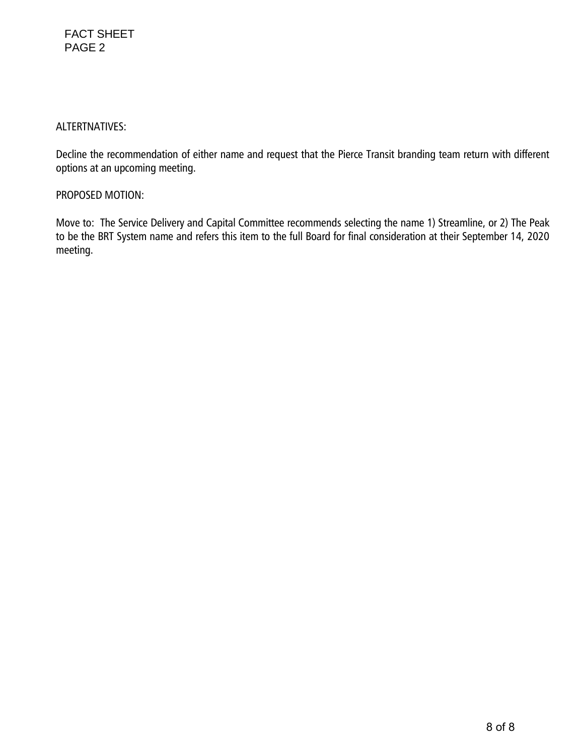FACT SHEET
PAGE 2

ALTERTNATIVES:

Decline the recommendation of either name and request that the Pierce Transit branding team return with different options at an upcoming meeting.

PROPOSED MOTION:

Move to: The Service Delivery and Capital Committee recommends selecting the name 1) Streamline, or 2) The Peak to be the BRT System name and refers this item to the full Board for final consideration at their September 14, 2020 meeting.